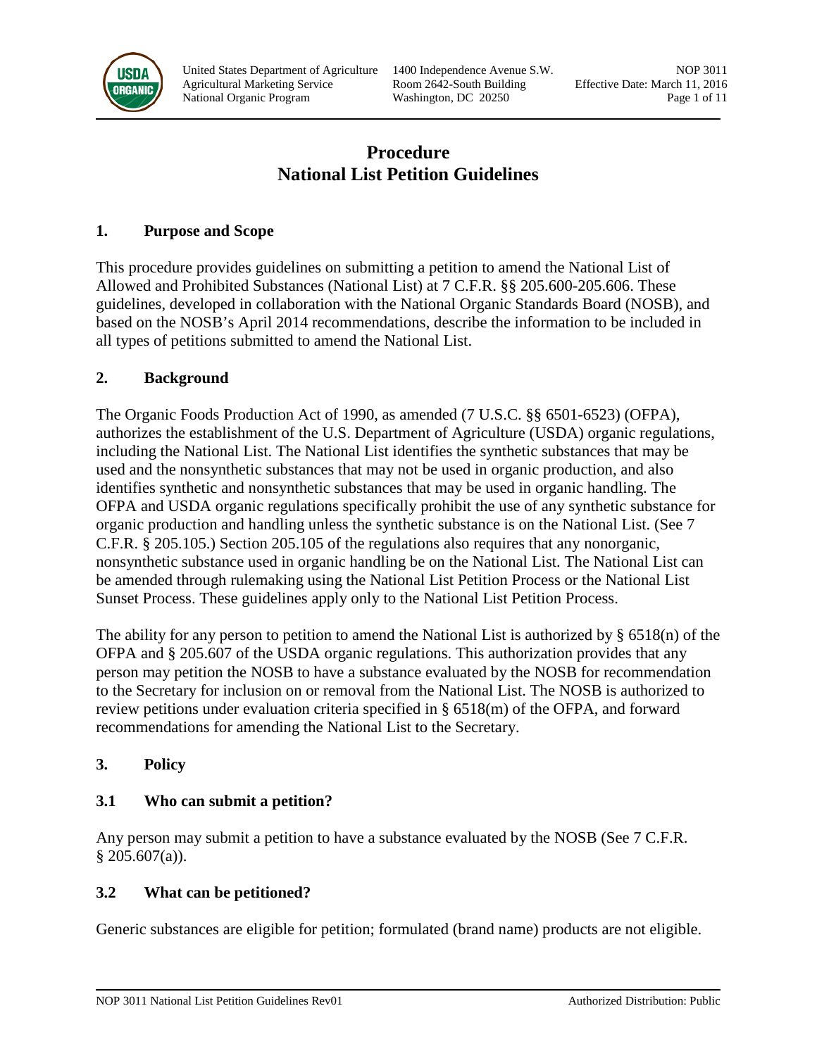# Procedure
# National List Petition Guidelines

## 1. Purpose and Scope

This procedure provides guidelines on submitting a petition to amend the National List of Allowed and Prohibited Substances (National List) at 7 C.F.R. §§ 205.600-205.606. These guidelines, developed in collaboration with the National Organic Standards Board (NOSB), and based on the NOSB's April 2014 recommendations, describe the information to be included in all types of petitions submitted to amend the National List.

## 2. Background

The Organic Foods Production Act of 1990, as amended (7 U.S.C. §§ 6501-6523) (OFPA), authorizes the establishment of the U.S. Department of Agriculture (USDA) organic regulations, including the National List. The National List identifies the synthetic substances that may be used and the nonsynthetic substances that may not be used in organic production, and also identifies synthetic and nonsynthetic substances that may be used in organic handling. The OFPA and USDA organic regulations specifically prohibit the use of any synthetic substance for organic production and handling unless the synthetic substance is on the National List. (See 7 C.F.R. § 205.105.) Section 205.105 of the regulations also requires that any nonorganic, nonsynthetic substance used in organic handling be on the National List. The National List can be amended through rulemaking using the National List Petition Process or the National List Sunset Process. These guidelines apply only to the National List Petition Process.

The ability for any person to petition to amend the National List is authorized by § 6518(n) of the OFPA and § 205.607 of the USDA organic regulations. This authorization provides that any person may petition the NOSB to have a substance evaluated by the NOSB for recommendation to the Secretary for inclusion on or removal from the National List. The NOSB is authorized to review petitions under evaluation criteria specified in § 6518(m) of the OFPA, and forward recommendations for amending the National List to the Secretary.

## 3. Policy

### 3.1 Who can submit a petition?

Any person may submit a petition to have a substance evaluated by the NOSB (See 7 C.F.R. § 205.607(a)).

### 3.2 What can be petitioned?

Generic substances are eligible for petition; formulated (brand name) products are not eligible.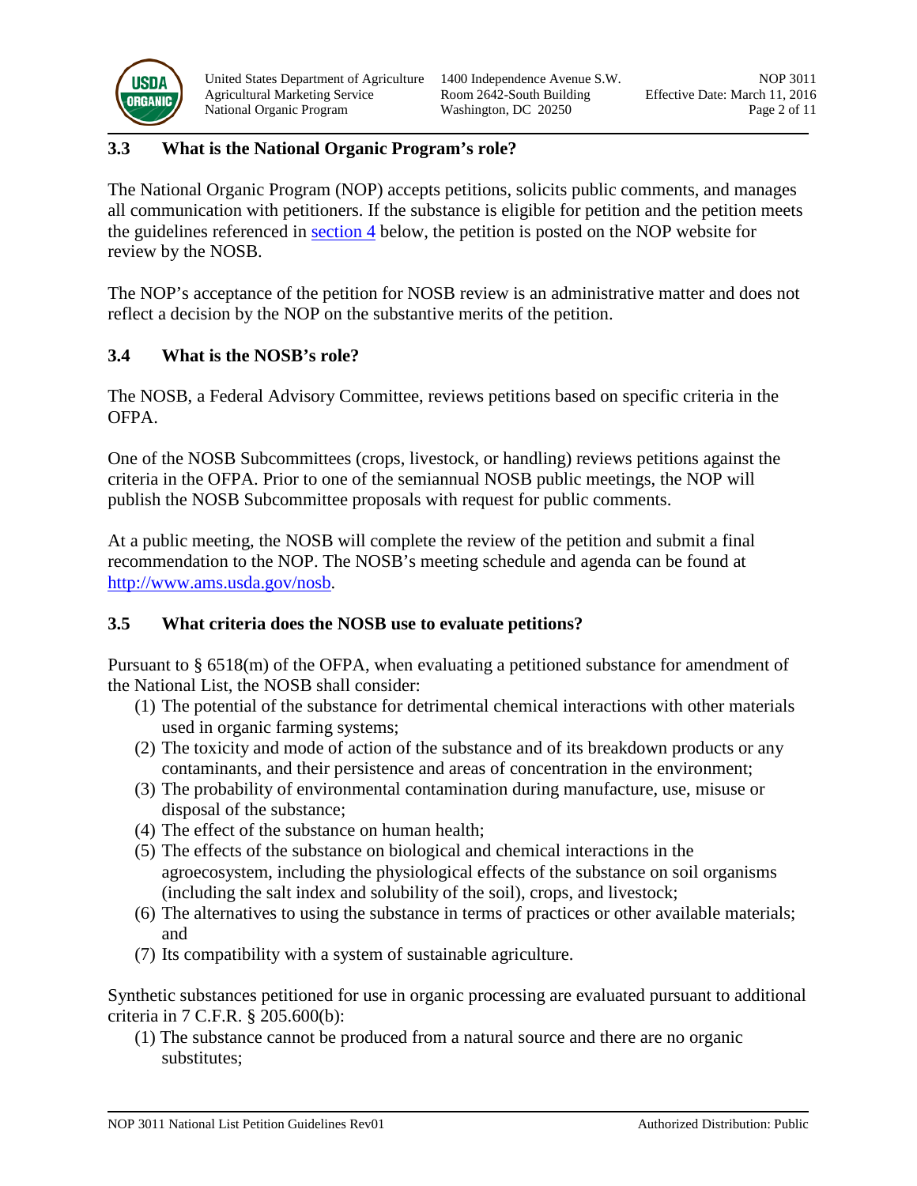### 3.3 What is the National Organic Program's role?

The National Organic Program (NOP) accepts petitions, solicits public comments, and manages all communication with petitioners. If the substance is eligible for petition and the petition meets the guidelines referenced in section 4 below, the petition is posted on the NOP website for review by the NOSB.

The NOP's acceptance of the petition for NOSB review is an administrative matter and does not reflect a decision by the NOP on the substantive merits of the petition.

### 3.4 What is the NOSB's role?

The NOSB, a Federal Advisory Committee, reviews petitions based on specific criteria in the OFPA.

One of the NOSB Subcommittees (crops, livestock, or handling) reviews petitions against the criteria in the OFPA. Prior to one of the semiannual NOSB public meetings, the NOP will publish the NOSB Subcommittee proposals with request for public comments.

At a public meeting, the NOSB will complete the review of the petition and submit a final recommendation to the NOP. The NOSB's meeting schedule and agenda can be found at http://www.ams.usda.gov/nosb.

### 3.5 What criteria does the NOSB use to evaluate petitions?

Pursuant to § 6518(m) of the OFPA, when evaluating a petitioned substance for amendment of the National List, the NOSB shall consider:

(1) The potential of the substance for detrimental chemical interactions with other materials used in organic farming systems;
(2) The toxicity and mode of action of the substance and of its breakdown products or any contaminants, and their persistence and areas of concentration in the environment;
(3) The probability of environmental contamination during manufacture, use, misuse or disposal of the substance;
(4) The effect of the substance on human health;
(5) The effects of the substance on biological and chemical interactions in the agroecosystem, including the physiological effects of the substance on soil organisms (including the salt index and solubility of the soil), crops, and livestock;
(6) The alternatives to using the substance in terms of practices or other available materials; and
(7) Its compatibility with a system of sustainable agriculture.

Synthetic substances petitioned for use in organic processing are evaluated pursuant to additional criteria in 7 C.F.R. § 205.600(b):

(1) The substance cannot be produced from a natural source and there are no organic substitutes;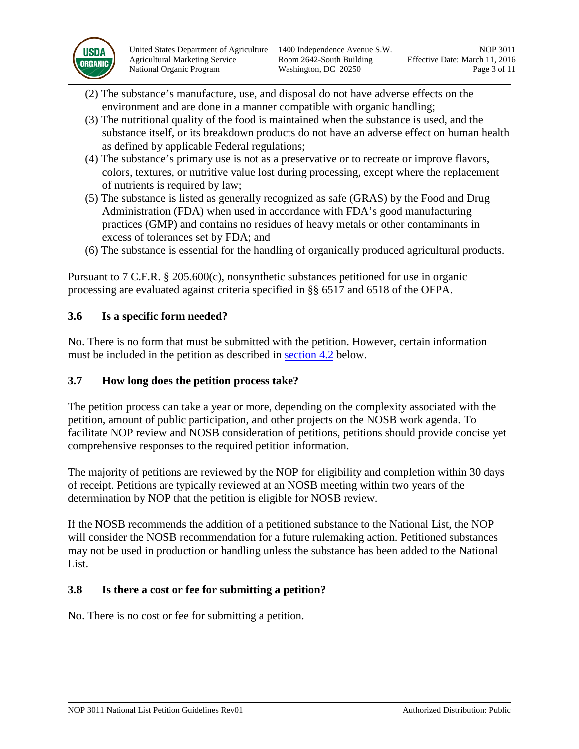(2) The substance's manufacture, use, and disposal do not have adverse effects on the environment and are done in a manner compatible with organic handling;

(3) The nutritional quality of the food is maintained when the substance is used, and the substance itself, or its breakdown products do not have an adverse effect on human health as defined by applicable Federal regulations;

(4) The substance's primary use is not as a preservative or to recreate or improve flavors, colors, textures, or nutritive value lost during processing, except where the replacement of nutrients is required by law;

(5) The substance is listed as generally recognized as safe (GRAS) by the Food and Drug Administration (FDA) when used in accordance with FDA's good manufacturing practices (GMP) and contains no residues of heavy metals or other contaminants in excess of tolerances set by FDA; and

(6) The substance is essential for the handling of organically produced agricultural products.

Pursuant to 7 C.F.R. § 205.600(c), nonsynthetic substances petitioned for use in organic processing are evaluated against criteria specified in §§ 6517 and 6518 of the OFPA.

### 3.6 Is a specific form needed?

No. There is no form that must be submitted with the petition. However, certain information must be included in the petition as described in section 4.2 below.

### 3.7 How long does the petition process take?

The petition process can take a year or more, depending on the complexity associated with the petition, amount of public participation, and other projects on the NOSB work agenda. To facilitate NOP review and NOSB consideration of petitions, petitions should provide concise yet comprehensive responses to the required petition information.

The majority of petitions are reviewed by the NOP for eligibility and completion within 30 days of receipt. Petitions are typically reviewed at an NOSB meeting within two years of the determination by NOP that the petition is eligible for NOSB review.

If the NOSB recommends the addition of a petitioned substance to the National List, the NOP will consider the NOSB recommendation for a future rulemaking action. Petitioned substances may not be used in production or handling unless the substance has been added to the National List.

### 3.8 Is there a cost or fee for submitting a petition?

No. There is no cost or fee for submitting a petition.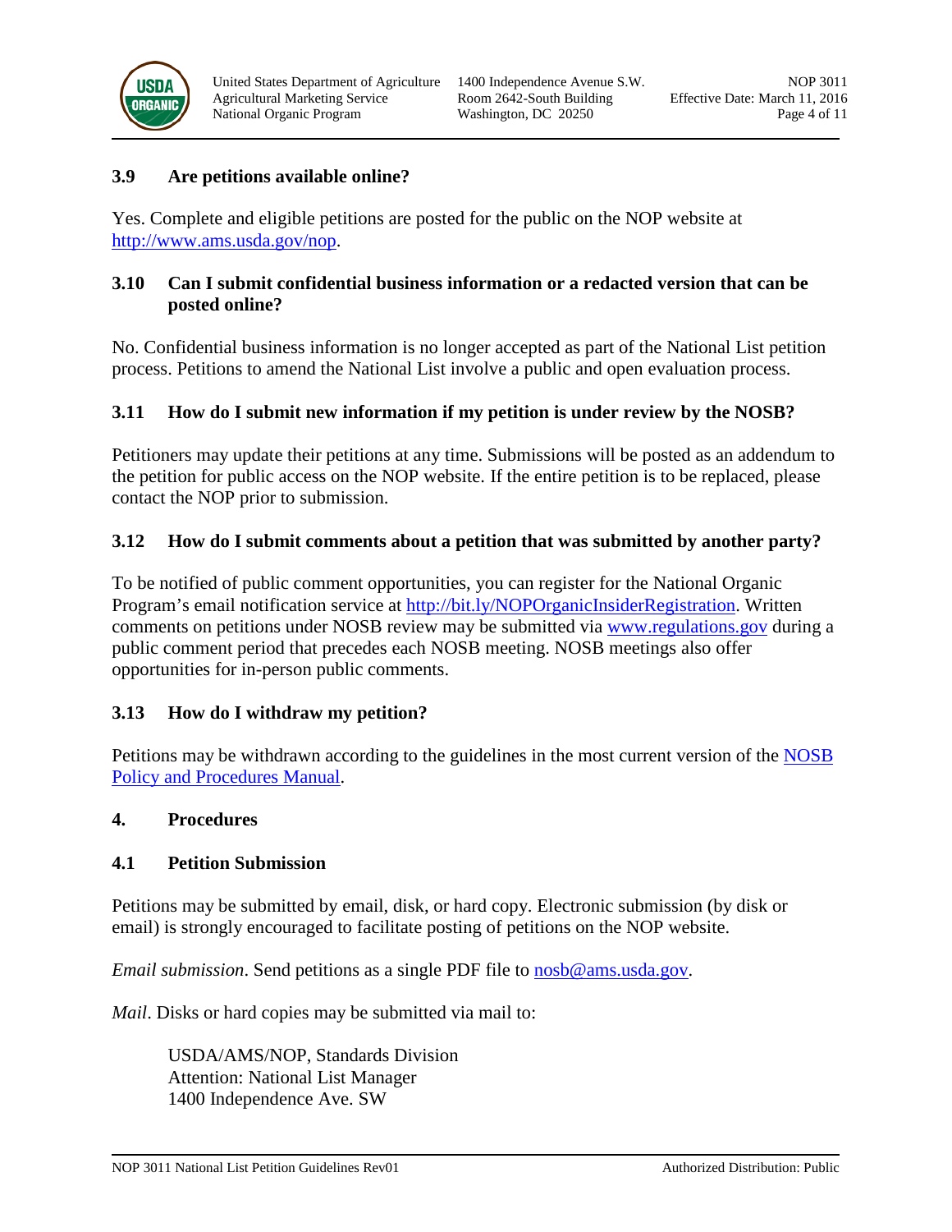### 3.9 Are petitions available online?

Yes. Complete and eligible petitions are posted for the public on the NOP website at http://www.ams.usda.gov/nop.

### 3.10 Can I submit confidential business information or a redacted version that can be posted online?

No. Confidential business information is no longer accepted as part of the National List petition process. Petitions to amend the National List involve a public and open evaluation process.

### 3.11 How do I submit new information if my petition is under review by the NOSB?

Petitioners may update their petitions at any time. Submissions will be posted as an addendum to the petition for public access on the NOP website. If the entire petition is to be replaced, please contact the NOP prior to submission.

### 3.12 How do I submit comments about a petition that was submitted by another party?

To be notified of public comment opportunities, you can register for the National Organic Program's email notification service at http://bit.ly/NOPOrganicInsiderRegistration. Written comments on petitions under NOSB review may be submitted via www.regulations.gov during a public comment period that precedes each NOSB meeting. NOSB meetings also offer opportunities for in-person public comments.

### 3.13 How do I withdraw my petition?

Petitions may be withdrawn according to the guidelines in the most current version of the NOSB Policy and Procedures Manual.

## 4. Procedures

### 4.1 Petition Submission

Petitions may be submitted by email, disk, or hard copy. Electronic submission (by disk or email) is strongly encouraged to facilitate posting of petitions on the NOP website.

*Email submission*. Send petitions as a single PDF file to nosb@ams.usda.gov.

*Mail*. Disks or hard copies may be submitted via mail to:

USDA/AMS/NOP, Standards Division
Attention: National List Manager
1400 Independence Ave. SW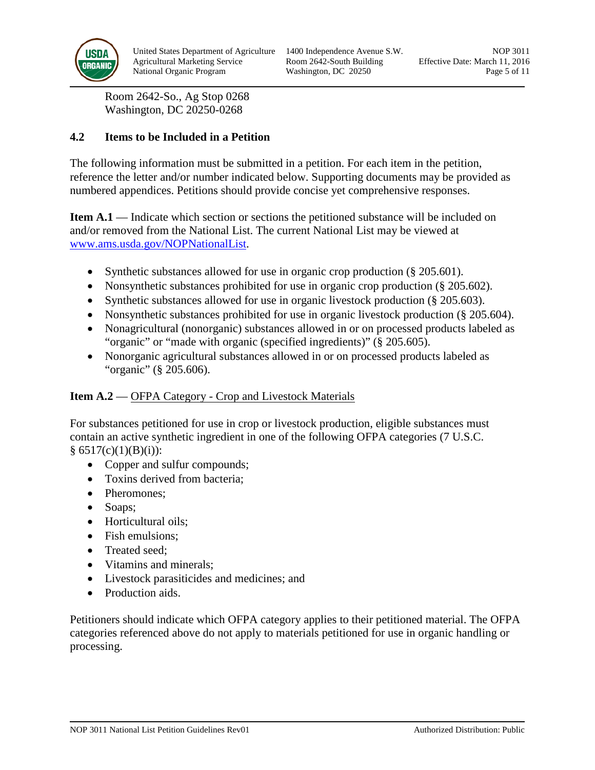Room 2642-So., Ag Stop 0268
Washington, DC 20250-0268

### 4.2 Items to be Included in a Petition

The following information must be submitted in a petition. For each item in the petition, reference the letter and/or number indicated below. Supporting documents may be provided as numbered appendices. Petitions should provide concise yet comprehensive responses.

**Item A.1** — Indicate which section or sections the petitioned substance will be included on and/or removed from the National List. The current National List may be viewed at [www.ams.usda.gov/NOPNationalList](www.ams.usda.gov/NOPNationalList).

- Synthetic substances allowed for use in organic crop production (§ 205.601).
- Nonsynthetic substances prohibited for use in organic crop production (§ 205.602).
- Synthetic substances allowed for use in organic livestock production (§ 205.603).
- Nonsynthetic substances prohibited for use in organic livestock production (§ 205.604).
- Nonagricultural (nonorganic) substances allowed in or on processed products labeled as "organic" or "made with organic (specified ingredients)" (§ 205.605).
- Nonorganic agricultural substances allowed in or on processed products labeled as "organic" (§ 205.606).

**Item A.2** — <u>OFPA Category - Crop and Livestock Materials</u>

For substances petitioned for use in crop or livestock production, eligible substances must contain an active synthetic ingredient in one of the following OFPA categories (7 U.S.C. § 6517(c)(1)(B)(i)):

- Copper and sulfur compounds;
- Toxins derived from bacteria;
- Pheromones;
- Soaps;
- Horticultural oils;
- Fish emulsions;
- Treated seed;
- Vitamins and minerals;
- Livestock parasiticides and medicines; and
- Production aids.

Petitioners should indicate which OFPA category applies to their petitioned material. The OFPA categories referenced above do not apply to materials petitioned for use in organic handling or processing.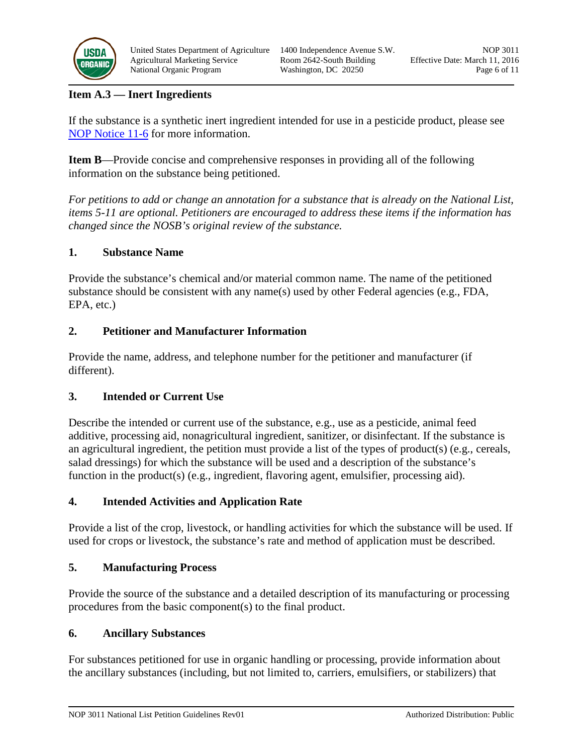## Item A.3 — Inert Ingredients

If the substance is a synthetic inert ingredient intended for use in a pesticide product, please see [NOP Notice 11-6](NOP Notice 11-6) for more information.

**Item B**—Provide concise and comprehensive responses in providing all of the following information on the substance being petitioned.

*For petitions to add or change an annotation for a substance that is already on the National List, items 5-11 are optional. Petitioners are encouraged to address these items if the information has changed since the NOSB's original review of the substance.*

### 1. Substance Name

Provide the substance's chemical and/or material common name. The name of the petitioned substance should be consistent with any name(s) used by other Federal agencies (e.g., FDA, EPA, etc.)

### 2. Petitioner and Manufacturer Information

Provide the name, address, and telephone number for the petitioner and manufacturer (if different).

### 3. Intended or Current Use

Describe the intended or current use of the substance, e.g., use as a pesticide, animal feed additive, processing aid, nonagricultural ingredient, sanitizer, or disinfectant. If the substance is an agricultural ingredient, the petition must provide a list of the types of product(s) (e.g., cereals, salad dressings) for which the substance will be used and a description of the substance's function in the product(s) (e.g., ingredient, flavoring agent, emulsifier, processing aid).

### 4. Intended Activities and Application Rate

Provide a list of the crop, livestock, or handling activities for which the substance will be used. If used for crops or livestock, the substance's rate and method of application must be described.

### 5. Manufacturing Process

Provide the source of the substance and a detailed description of its manufacturing or processing procedures from the basic component(s) to the final product.

### 6. Ancillary Substances

For substances petitioned for use in organic handling or processing, provide information about the ancillary substances (including, but not limited to, carriers, emulsifiers, or stabilizers) that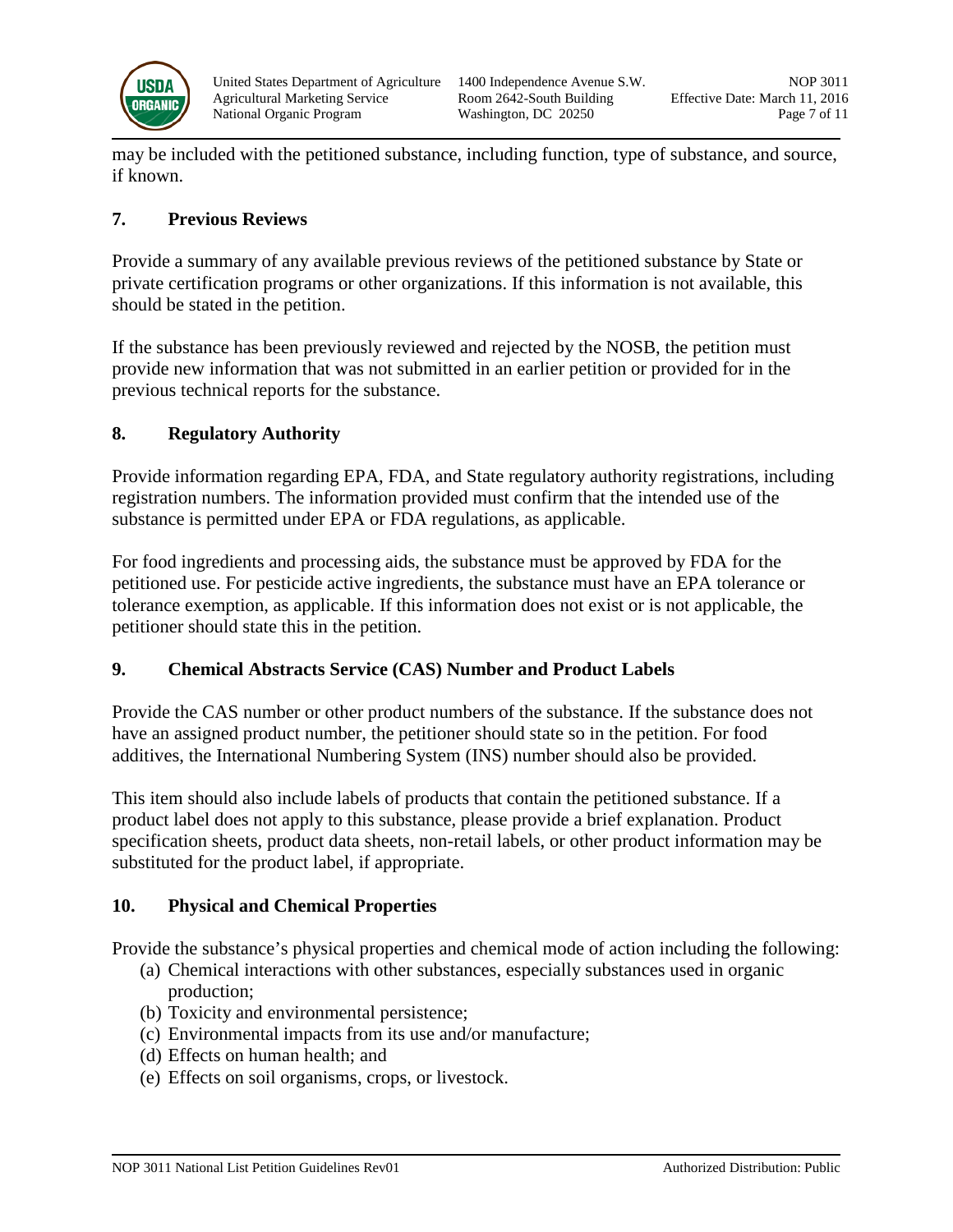may be included with the petitioned substance, including function, type of substance, and source, if known.

## 7. Previous Reviews

Provide a summary of any available previous reviews of the petitioned substance by State or private certification programs or other organizations. If this information is not available, this should be stated in the petition.

If the substance has been previously reviewed and rejected by the NOSB, the petition must provide new information that was not submitted in an earlier petition or provided for in the previous technical reports for the substance.

## 8. Regulatory Authority

Provide information regarding EPA, FDA, and State regulatory authority registrations, including registration numbers. The information provided must confirm that the intended use of the substance is permitted under EPA or FDA regulations, as applicable.

For food ingredients and processing aids, the substance must be approved by FDA for the petitioned use. For pesticide active ingredients, the substance must have an EPA tolerance or tolerance exemption, as applicable. If this information does not exist or is not applicable, the petitioner should state this in the petition.

## 9. Chemical Abstracts Service (CAS) Number and Product Labels

Provide the CAS number or other product numbers of the substance. If the substance does not have an assigned product number, the petitioner should state so in the petition. For food additives, the International Numbering System (INS) number should also be provided.

This item should also include labels of products that contain the petitioned substance. If a product label does not apply to this substance, please provide a brief explanation. Product specification sheets, product data sheets, non-retail labels, or other product information may be substituted for the product label, if appropriate.

## 10. Physical and Chemical Properties

Provide the substance's physical properties and chemical mode of action including the following:

(a) Chemical interactions with other substances, especially substances used in organic production;
(b) Toxicity and environmental persistence;
(c) Environmental impacts from its use and/or manufacture;
(d) Effects on human health; and
(e) Effects on soil organisms, crops, or livestock.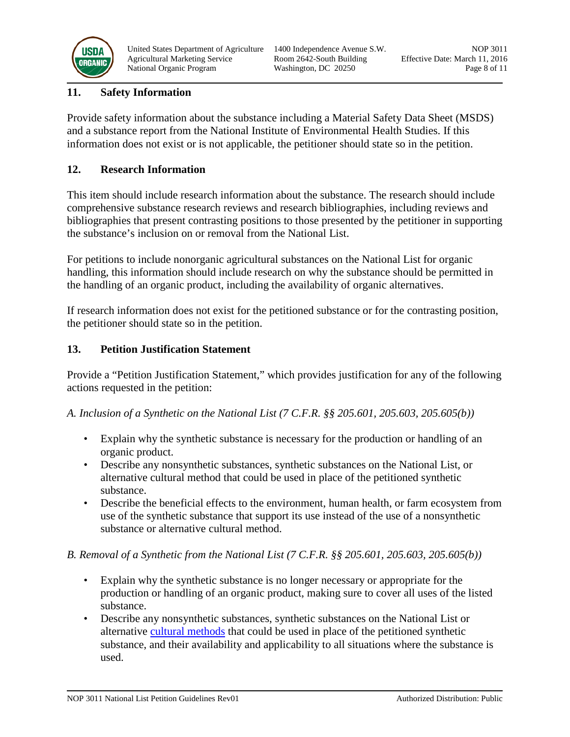## 11. Safety Information

Provide safety information about the substance including a Material Safety Data Sheet (MSDS) and a substance report from the National Institute of Environmental Health Studies. If this information does not exist or is not applicable, the petitioner should state so in the petition.

## 12. Research Information

This item should include research information about the substance. The research should include comprehensive substance research reviews and research bibliographies, including reviews and bibliographies that present contrasting positions to those presented by the petitioner in supporting the substance's inclusion on or removal from the National List.

For petitions to include nonorganic agricultural substances on the National List for organic handling, this information should include research on why the substance should be permitted in the handling of an organic product, including the availability of organic alternatives.

If research information does not exist for the petitioned substance or for the contrasting position, the petitioner should state so in the petition.

## 13. Petition Justification Statement

Provide a "Petition Justification Statement," which provides justification for any of the following actions requested in the petition:

*A. Inclusion of a Synthetic on the National List (7 C.F.R. §§ 205.601, 205.603, 205.605(b))*

- Explain why the synthetic substance is necessary for the production or handling of an organic product.
- Describe any nonsynthetic substances, synthetic substances on the National List, or alternative cultural method that could be used in place of the petitioned synthetic substance.
- Describe the beneficial effects to the environment, human health, or farm ecosystem from use of the synthetic substance that support its use instead of the use of a nonsynthetic substance or alternative cultural method.

*B. Removal of a Synthetic from the National List (7 C.F.R. §§ 205.601, 205.603, 205.605(b))*

- Explain why the synthetic substance is no longer necessary or appropriate for the production or handling of an organic product, making sure to cover all uses of the listed substance.
- Describe any nonsynthetic substances, synthetic substances on the National List or alternative cultural methods that could be used in place of the petitioned synthetic substance, and their availability and applicability to all situations where the substance is used.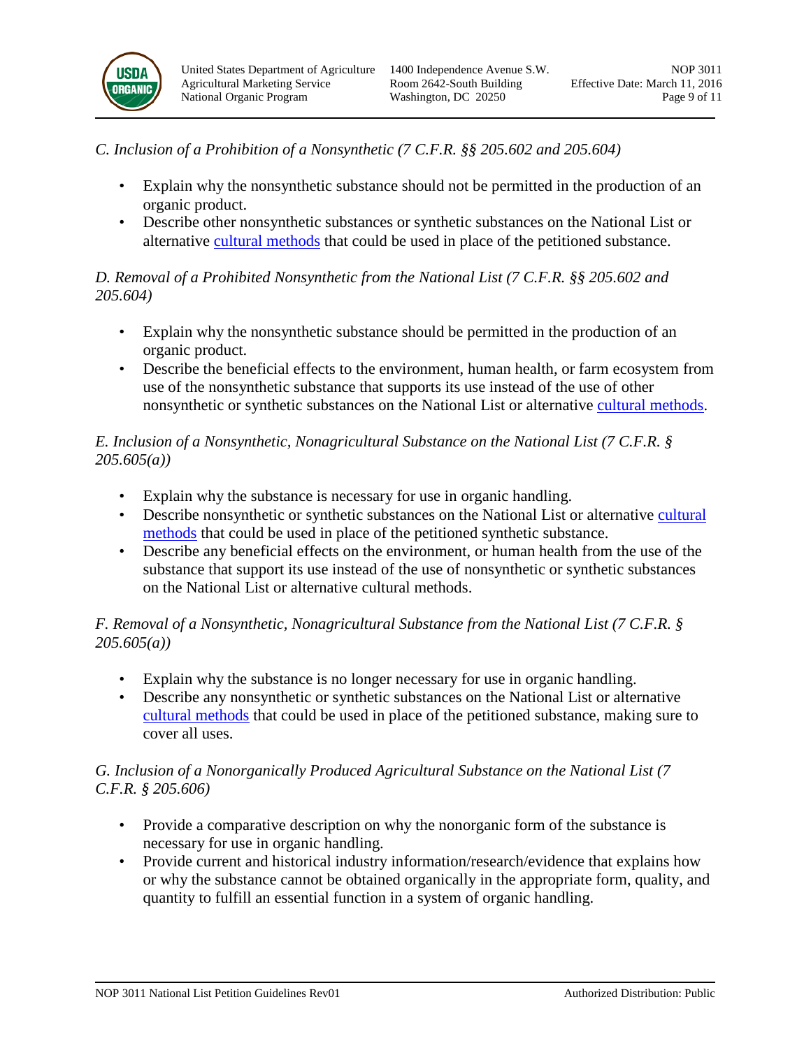*C. Inclusion of a Prohibition of a Nonsynthetic (7 C.F.R. §§ 205.602 and 205.604)*

- Explain why the nonsynthetic substance should not be permitted in the production of an organic product.
- Describe other nonsynthetic substances or synthetic substances on the National List or alternative cultural methods that could be used in place of the petitioned substance.

*D. Removal of a Prohibited Nonsynthetic from the National List (7 C.F.R. §§ 205.602 and 205.604)*

- Explain why the nonsynthetic substance should be permitted in the production of an organic product.
- Describe the beneficial effects to the environment, human health, or farm ecosystem from use of the nonsynthetic substance that supports its use instead of the use of other nonsynthetic or synthetic substances on the National List or alternative cultural methods.

*E. Inclusion of a Nonsynthetic, Nonagricultural Substance on the National List (7 C.F.R. § 205.605(a))*

- Explain why the substance is necessary for use in organic handling.
- Describe nonsynthetic or synthetic substances on the National List or alternative cultural methods that could be used in place of the petitioned synthetic substance.
- Describe any beneficial effects on the environment, or human health from the use of the substance that support its use instead of the use of nonsynthetic or synthetic substances on the National List or alternative cultural methods.

*F. Removal of a Nonsynthetic, Nonagricultural Substance from the National List (7 C.F.R. § 205.605(a))*

- Explain why the substance is no longer necessary for use in organic handling.
- Describe any nonsynthetic or synthetic substances on the National List or alternative cultural methods that could be used in place of the petitioned substance, making sure to cover all uses.

*G. Inclusion of a Nonorganically Produced Agricultural Substance on the National List (7 C.F.R. § 205.606)*

- Provide a comparative description on why the nonorganic form of the substance is necessary for use in organic handling.
- Provide current and historical industry information/research/evidence that explains how or why the substance cannot be obtained organically in the appropriate form, quality, and quantity to fulfill an essential function in a system of organic handling.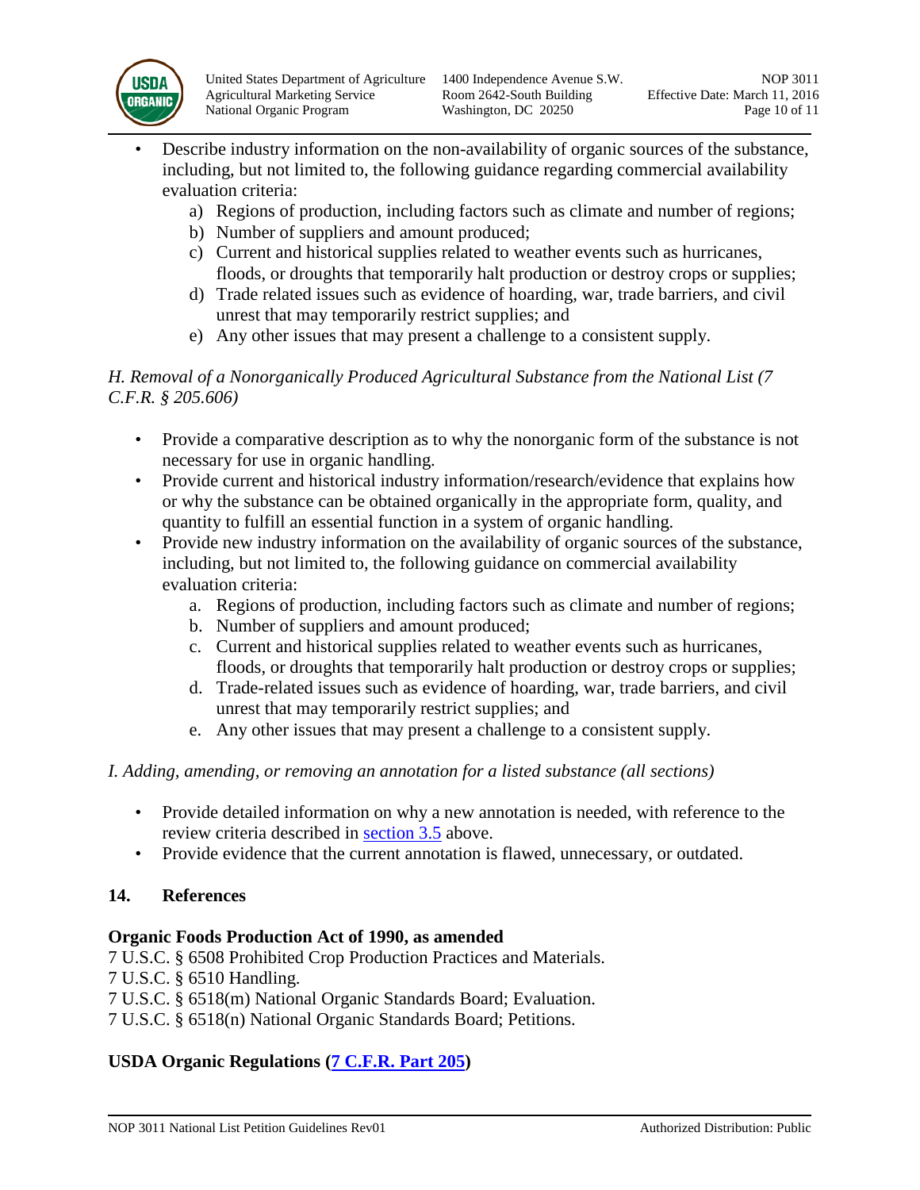- Describe industry information on the non-availability of organic sources of the substance, including, but not limited to, the following guidance regarding commercial availability evaluation criteria:
    a) Regions of production, including factors such as climate and number of regions;
    b) Number of suppliers and amount produced;
    c) Current and historical supplies related to weather events such as hurricanes, floods, or droughts that temporarily halt production or destroy crops or supplies;
    d) Trade related issues such as evidence of hoarding, war, trade barriers, and civil unrest that may temporarily restrict supplies; and
    e) Any other issues that may present a challenge to a consistent supply.

*H. Removal of a Nonorganically Produced Agricultural Substance from the National List (7 C.F.R. § 205.606)*

- Provide a comparative description as to why the nonorganic form of the substance is not necessary for use in organic handling.
- Provide current and historical industry information/research/evidence that explains how or why the substance can be obtained organically in the appropriate form, quality, and quantity to fulfill an essential function in a system of organic handling.
- Provide new industry information on the availability of organic sources of the substance, including, but not limited to, the following guidance on commercial availability evaluation criteria:
    a. Regions of production, including factors such as climate and number of regions;
    b. Number of suppliers and amount produced;
    c. Current and historical supplies related to weather events such as hurricanes, floods, or droughts that temporarily halt production or destroy crops or supplies;
    d. Trade-related issues such as evidence of hoarding, war, trade barriers, and civil unrest that may temporarily restrict supplies; and
    e. Any other issues that may present a challenge to a consistent supply.

*I. Adding, amending, or removing an annotation for a listed substance (all sections)*

- Provide detailed information on why a new annotation is needed, with reference to the review criteria described in section 3.5 above.
- Provide evidence that the current annotation is flawed, unnecessary, or outdated.

## 14. References

**Organic Foods Production Act of 1990, as amended**

7 U.S.C. § 6508 Prohibited Crop Production Practices and Materials.
7 U.S.C. § 6510 Handling.
7 U.S.C. § 6518(m) National Organic Standards Board; Evaluation.
7 U.S.C. § 6518(n) National Organic Standards Board; Petitions.

**USDA Organic Regulations (7 C.F.R. Part 205)**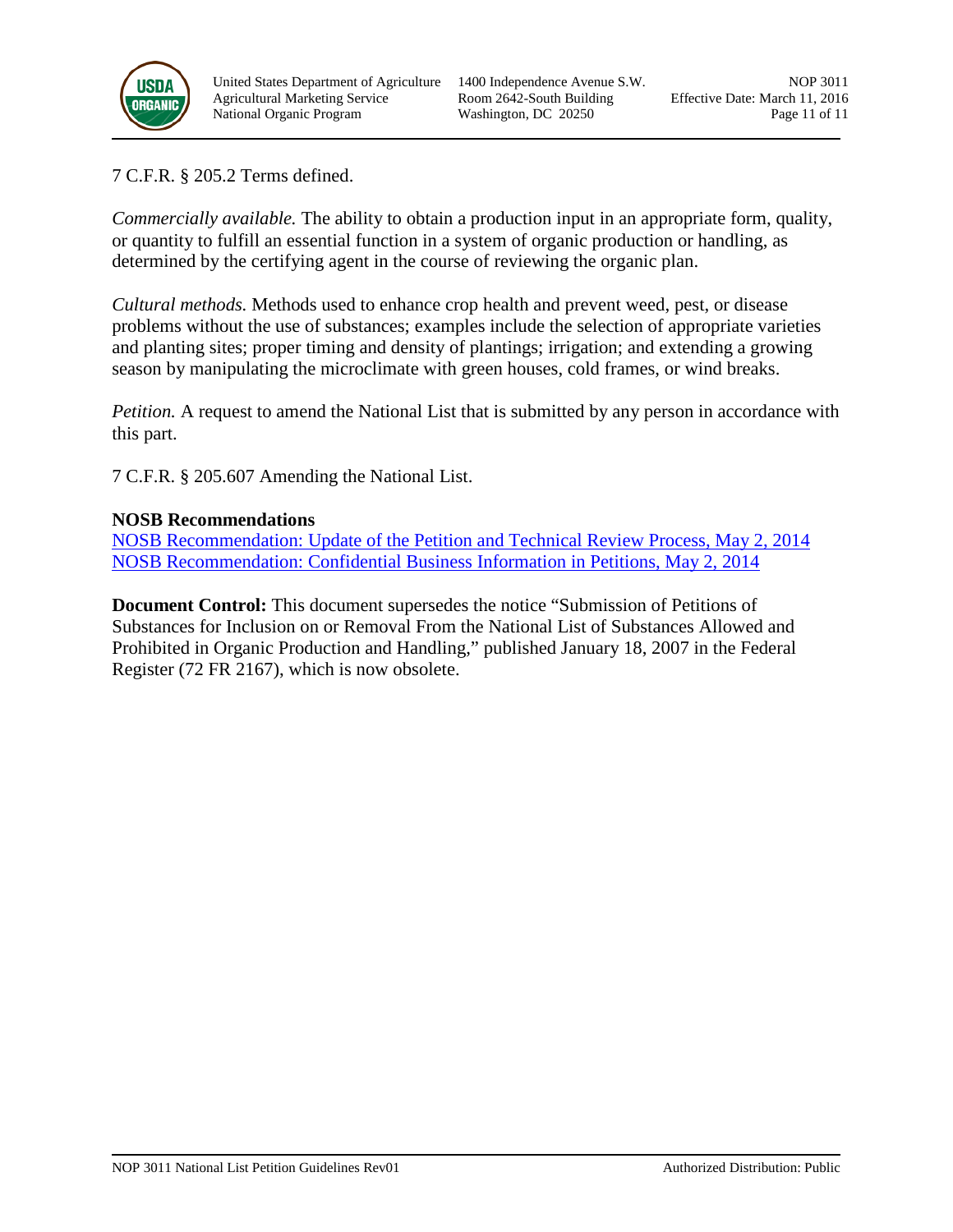7 C.F.R. § 205.2 Terms defined.

*Commercially available.* The ability to obtain a production input in an appropriate form, quality, or quantity to fulfill an essential function in a system of organic production or handling, as determined by the certifying agent in the course of reviewing the organic plan.

*Cultural methods.* Methods used to enhance crop health and prevent weed, pest, or disease problems without the use of substances; examples include the selection of appropriate varieties and planting sites; proper timing and density of plantings; irrigation; and extending a growing season by manipulating the microclimate with green houses, cold frames, or wind breaks.

*Petition.* A request to amend the National List that is submitted by any person in accordance with this part.

7 C.F.R. § 205.607 Amending the National List.

**NOSB Recommendations**

NOSB Recommendation: Update of the Petition and Technical Review Process, May 2, 2014
NOSB Recommendation: Confidential Business Information in Petitions, May 2, 2014

**Document Control:** This document supersedes the notice "Submission of Petitions of Substances for Inclusion on or Removal From the National List of Substances Allowed and Prohibited in Organic Production and Handling," published January 18, 2007 in the Federal Register (72 FR 2167), which is now obsolete.